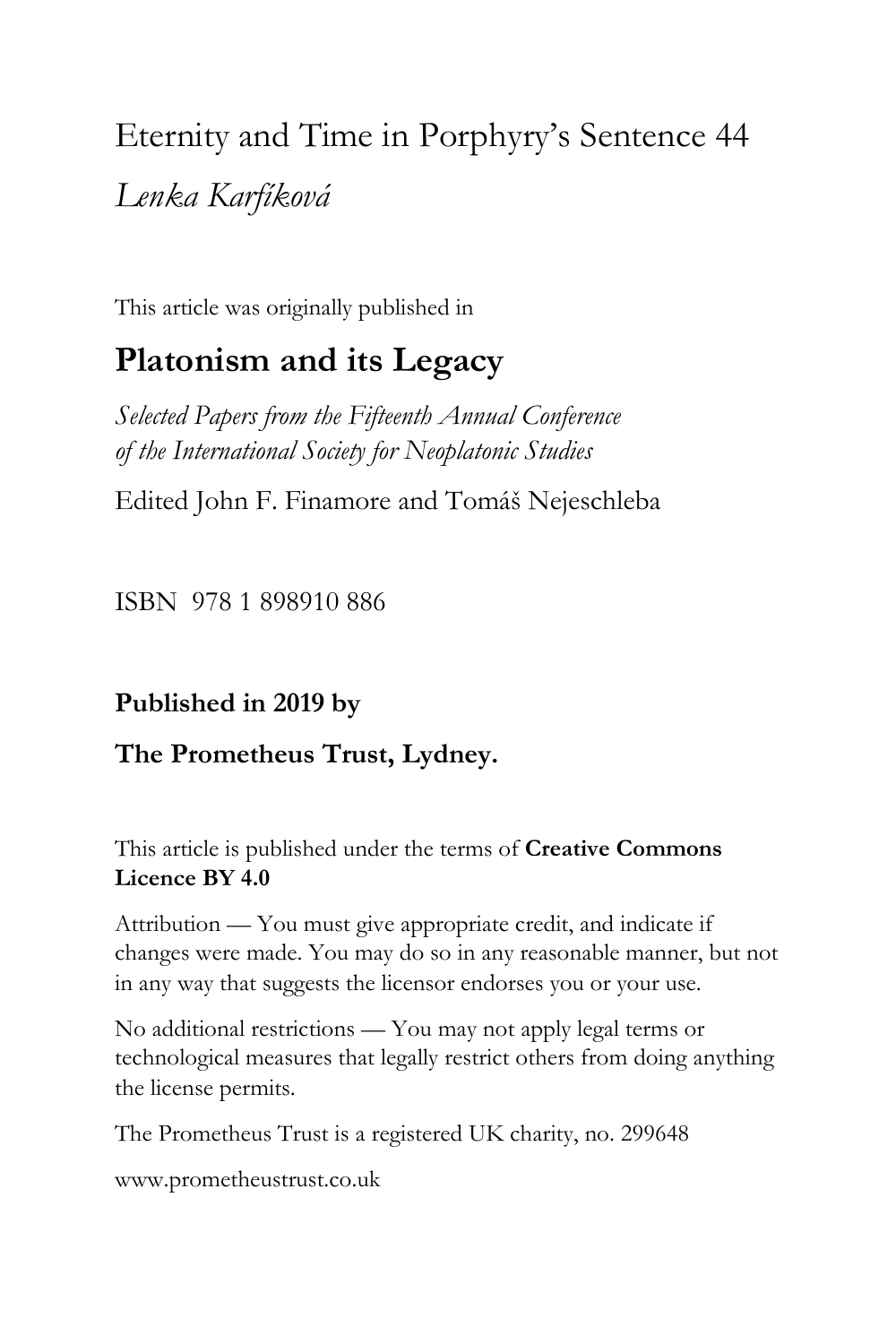# Eternity and Time in Porphyry's Sentence 44

*Lenka Karfíková*

This article was originally published in

## Platonism and its Legacy

*Selected Papers from the Fifteenth Annual Conference of the International Society for Neoplatonic Studies*

Edited John F. Finamore and Tomáš Nejeschleba

ISBN 978 1 898910 886

**Published in 2019 by**

**The Prometheus Trust, Lydney.**

This article is published under the terms of **Creative Commons Licence BY 4.0**

Attribution — You must give appropriate credit, and indicate if changes were made. You may do so in any reasonable manner, but not in any way that suggests the licensor endorses you or your use.

No additional restrictions — You may not apply legal terms or technological measures that legally restrict others from doing anything the license permits.

The Prometheus Trust is a registered UK charity, no. 299648

www.prometheustrust.co.uk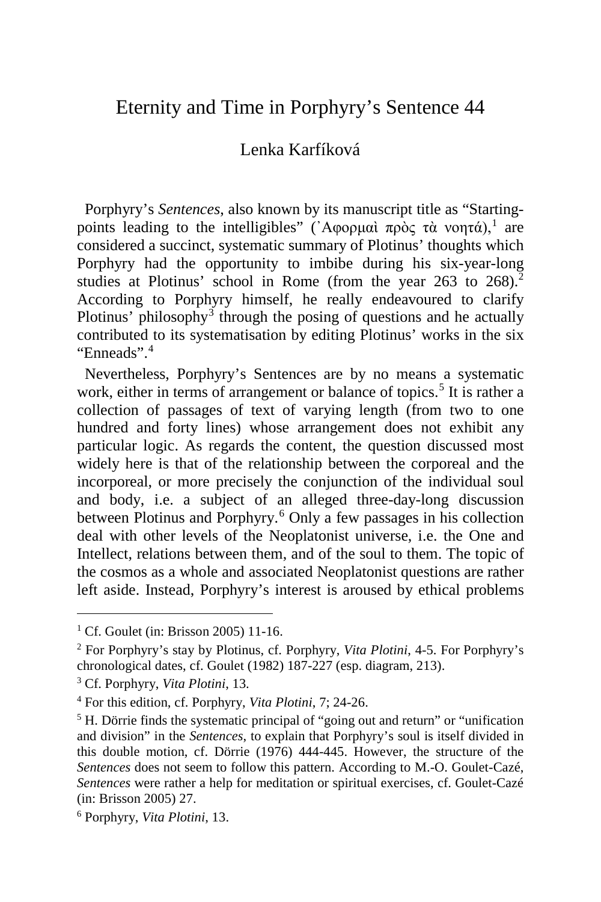# Eternity and Time in Porphyry's Sentence 44

## Lenka Karfíková

Porphyry's *Sentences*, also known by its manuscript title as "Starting-points leading to the intelligibles" (Ἀφορμαὶ πρὸς τὰ νοητά),[1] are considered a succinct, systematic summary of Plotinus' thoughts which Porphyry had the opportunity to imbibe during his six-year-long studies at Plotinus' school in Rome (from the year 263 to 268).[2] According to Porphyry himself, he really endeavoured to clarify Plotinus' philosophy[3] through the posing of questions and he actually contributed to its systematisation by editing Plotinus' works in the six "Enneads".[4]

Nevertheless, Porphyry's Sentences are by no means a systematic work, either in terms of arrangement or balance of topics.[5] It is rather a collection of passages of text of varying length (from two to one hundred and forty lines) whose arrangement does not exhibit any particular logic. As regards the content, the question discussed most widely here is that of the relationship between the corporeal and the incorporeal, or more precisely the conjunction of the individual soul and body, i.e. a subject of an alleged three-day-long discussion between Plotinus and Porphyry.[6] Only a few passages in his collection deal with other levels of the Neoplatonist universe, i.e. the One and Intellect, relations between them, and of the soul to them. The topic of the cosmos as a whole and associated Neoplatonist questions are rather left aside. Instead, Porphyry's interest is aroused by ethical problems

---

[1] Cf. Goulet (in: Brisson 2005) 11-16.

[2] For Porphyry's stay by Plotinus, cf. Porphyry, *Vita Plotini*, 4-5. For Porphyry's chronological dates, cf. Goulet (1982) 187-227 (esp. diagram, 213).

[3] Cf. Porphyry, *Vita Plotini*, 13.

[4] For this edition, cf. Porphyry, *Vita Plotini*, 7; 24-26.

[5] H. Dörrie finds the systematic principal of "going out and return" or "unification and division" in the *Sentences*, to explain that Porphyry's soul is itself divided in this double motion, cf. Dörrie (1976) 444-445. However, the structure of the *Sentences* does not seem to follow this pattern. According to M.-O. Goulet-Cazé, *Sentences* were rather a help for meditation or spiritual exercises, cf. Goulet-Cazé (in: Brisson 2005) 27.

[6] Porphyry, *Vita Plotini*, 13.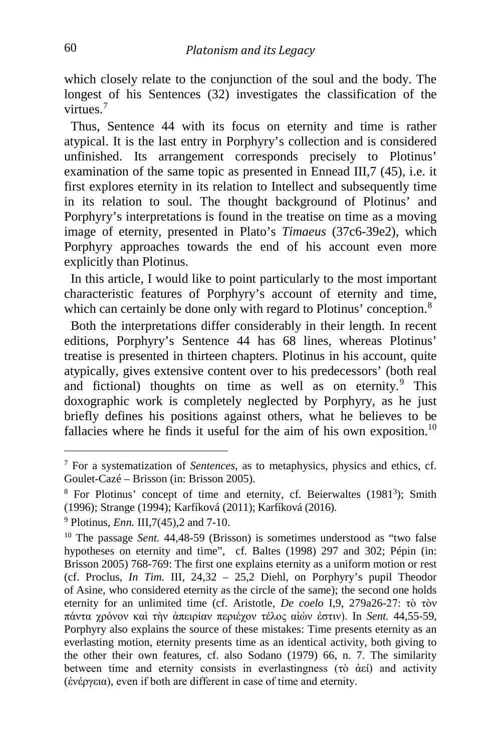which closely relate to the conjunction of the soul and the body. The longest of his Sentences (32) investigates the classification of the virtues.[7]

Thus, Sentence 44 with its focus on eternity and time is rather atypical. It is the last entry in Porphyry's collection and is considered unfinished. Its arrangement corresponds precisely to Plotinus' examination of the same topic as presented in Ennead III,7 (45), i.e. it first explores eternity in its relation to Intellect and subsequently time in its relation to soul. The thought background of Plotinus' and Porphyry's interpretations is found in the treatise on time as a moving image of eternity, presented in Plato's *Timaeus* (37c6-39e2), which Porphyry approaches towards the end of his account even more explicitly than Plotinus.

In this article, I would like to point particularly to the most important characteristic features of Porphyry's account of eternity and time, which can certainly be done only with regard to Plotinus' conception.[8]

Both the interpretations differ considerably in their length. In recent editions, Porphyry's Sentence 44 has 68 lines, whereas Plotinus' treatise is presented in thirteen chapters. Plotinus in his account, quite atypically, gives extensive content over to his predecessors' (both real and fictional) thoughts on time as well as on eternity.[9] This doxographic work is completely neglected by Porphyry, as he just briefly defines his positions against others, what he believes to be fallacies where he finds it useful for the aim of his own exposition.[10]

---

[7] For a systematization of *Sentences*, as to metaphysics, physics and ethics, cf. Goulet-Cazé – Brisson (in: Brisson 2005).

[8] For Plotinus' concept of time and eternity, cf. Beierwaltes (1981[3]); Smith (1996); Strange (1994); Karfíková (2011); Karfíková (2016).

[9] Plotinus, *Enn.* III,7(45),2 and 7-10.

[10] The passage *Sent.* 44,48-59 (Brisson) is sometimes understood as "two false hypotheses on eternity and time", cf. Baltes (1998) 297 and 302; Pépin (in: Brisson 2005) 768-769: The first one explains eternity as a uniform motion or rest (cf. Proclus, *In Tim.* III, 24,32 – 25,2 Diehl, on Porphyry's pupil Theodor of Asine, who considered eternity as the circle of the same); the second one holds eternity for an unlimited time (cf. Aristotle, *De coelo* I,9, 279a26-27: τὸ τὸν πάντα χρόνον καὶ τὴν ἀπειρίαν περιέχον τέλος αἰών ἐστιν). In *Sent.* 44,55-59, Porphyry also explains the source of these mistakes: Time presents eternity as an everlasting motion, eternity presents time as an identical activity, both giving to the other their own features, cf. also Sodano (1979) 66, n. 7. The similarity between time and eternity consists in everlastingness (τὸ ἀεί) and activity (ἐνέργεια), even if both are different in case of time and eternity.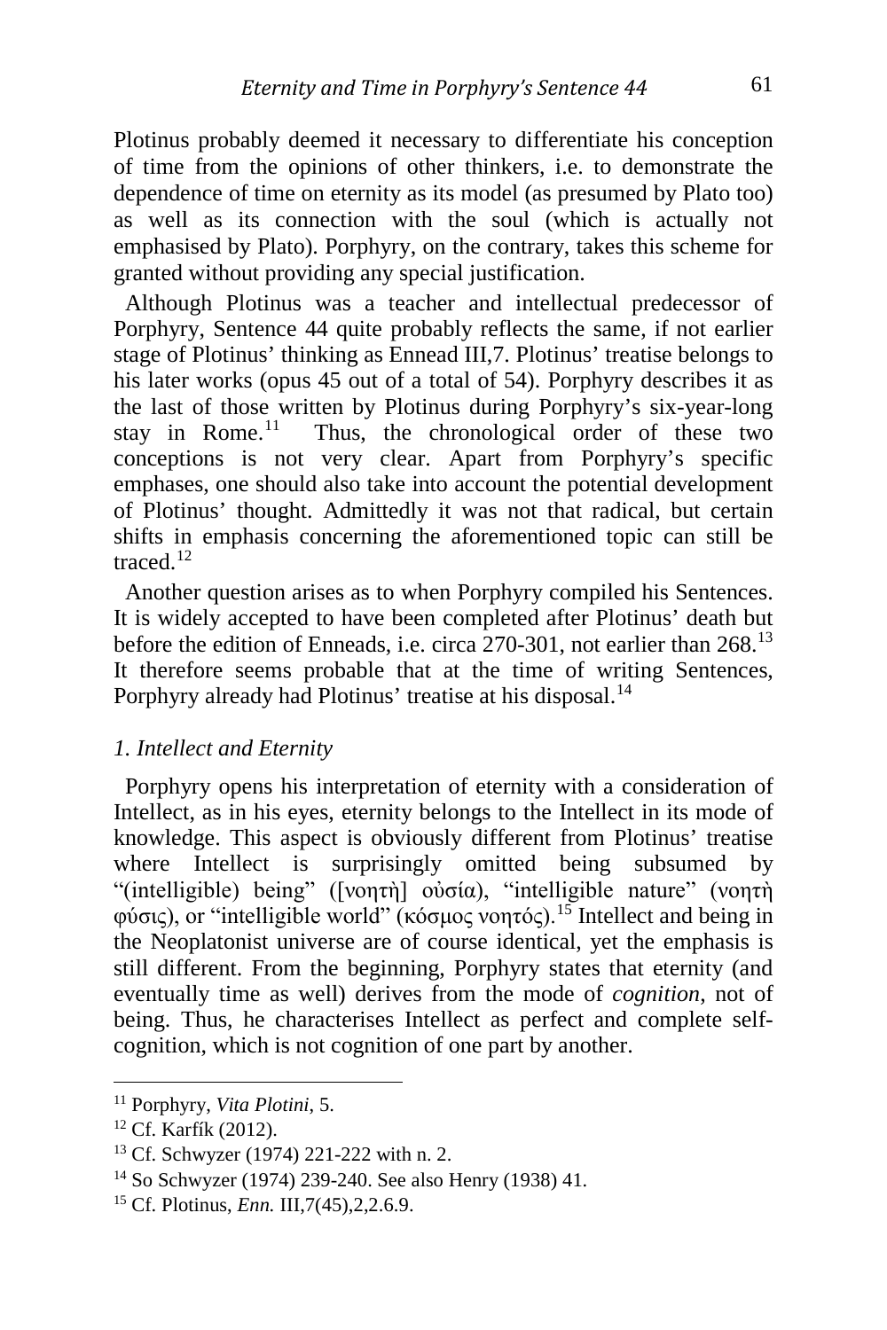Plotinus probably deemed it necessary to differentiate his conception of time from the opinions of other thinkers, i.e. to demonstrate the dependence of time on eternity as its model (as presumed by Plato too) as well as its connection with the soul (which is actually not emphasised by Plato). Porphyry, on the contrary, takes this scheme for granted without providing any special justification.

Although Plotinus was a teacher and intellectual predecessor of Porphyry, Sentence 44 quite probably reflects the same, if not earlier stage of Plotinus' thinking as Ennead III,7. Plotinus' treatise belongs to his later works (opus 45 out of a total of 54). Porphyry describes it as the last of those written by Plotinus during Porphyry's six-year-long stay in Rome.[11] Thus, the chronological order of these two conceptions is not very clear. Apart from Porphyry's specific emphases, one should also take into account the potential development of Plotinus' thought. Admittedly it was not that radical, but certain shifts in emphasis concerning the aforementioned topic can still be traced.[12]

Another question arises as to when Porphyry compiled his Sentences. It is widely accepted to have been completed after Plotinus' death but before the edition of Enneads, i.e. circa 270-301, not earlier than 268.[13] It therefore seems probable that at the time of writing Sentences, Porphyry already had Plotinus' treatise at his disposal.[14]

## *1. Intellect and Eternity*

Porphyry opens his interpretation of eternity with a consideration of Intellect, as in his eyes, eternity belongs to the Intellect in its mode of knowledge. This aspect is obviously different from Plotinus' treatise where Intellect is surprisingly omitted being subsumed by "(intelligible) being" ([νοητὴ] οὐσία), "intelligible nature" (νοητὴ φύσις), or "intelligible world" (κόσμος νοητός).[15] Intellect and being in the Neoplatonist universe are of course identical, yet the emphasis is still different. From the beginning, Porphyry states that eternity (and eventually time as well) derives from the mode of *cognition*, not of being. Thus, he characterises Intellect as perfect and complete self-cognition, which is not cognition of one part by another.

---

[11] Porphyry, *Vita Plotini*, 5.

[12] Cf. Karfík (2012).

[13] Cf. Schwyzer (1974) 221-222 with n. 2.

[14] So Schwyzer (1974) 239-240. See also Henry (1938) 41.

[15] Cf. Plotinus, *Enn.* III,7(45),2,2.6.9.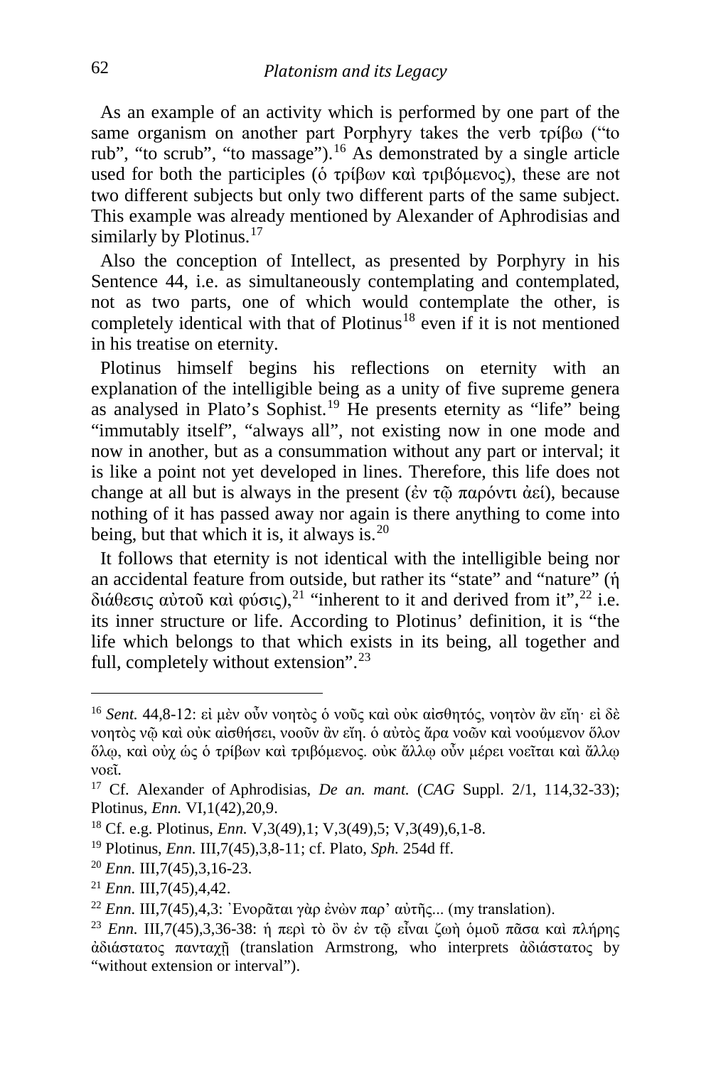As an example of an activity which is performed by one part of the same organism on another part Porphyry takes the verb τρίβω ("to rub", "to scrub", "to massage").[16] As demonstrated by a single article used for both the participles (ὁ τρίβων καὶ τριβόμενος), these are not two different subjects but only two different parts of the same subject. This example was already mentioned by Alexander of Aphrodisias and similarly by Plotinus.[17]

Also the conception of Intellect, as presented by Porphyry in his Sentence 44, i.e. as simultaneously contemplating and contemplated, not as two parts, one of which would contemplate the other, is completely identical with that of Plotinus[18] even if it is not mentioned in his treatise on eternity.

Plotinus himself begins his reflections on eternity with an explanation of the intelligible being as a unity of five supreme genera as analysed in Plato's Sophist.[19] He presents eternity as "life" being "immutably itself", "always all", not existing now in one mode and now in another, but as a consummation without any part or interval; it is like a point not yet developed in lines. Therefore, this life does not change at all but is always in the present (ἐν τῷ παρόντι ἀεί), because nothing of it has passed away nor again is there anything to come into being, but that which it is, it always is.[20]

It follows that eternity is not identical with the intelligible being nor an accidental feature from outside, but rather its "state" and "nature" (ἡ διάθεσις αὐτοῦ καὶ φύσις),[21] "inherent to it and derived from it",[22] i.e. its inner structure or life. According to Plotinus' definition, it is "the life which belongs to that which exists in its being, all together and full, completely without extension".[23]

---

[16] *Sent.* 44,8-12: εἰ μὲν οὖν νοητὸς ὁ νοῦς καὶ οὐκ αἰσθητός, νοητὸν ἂν εἴη· εἰ δὲ νοητὸς νῷ καὶ οὐκ αἰσθήσει, νοοῦν ἂν εἴη. ὁ αὐτὸς ἄρα νοῶν καὶ νοούμενον ὅλον ὅλῳ, καὶ οὐχ ὡς ὁ τρίβων καὶ τριβόμενος. οὐκ ἄλλῳ οὖν μέρει νοεῖται καὶ ἄλλῳ νοεῖ.

[17] Cf. Alexander of Aphrodisias, *De an. mant.* (*CAG* Suppl. 2/1, 114,32-33); Plotinus, *Enn.* VI,1(42),20,9.

[18] Cf. e.g. Plotinus, *Enn.* V,3(49),1; V,3(49),5; V,3(49),6,1-8.

[19] Plotinus, *Enn.* III,7(45),3,8-11; cf. Plato, *Sph.* 254d ff.

[20] *Enn.* III,7(45),3,16-23.

[21] *Enn.* III,7(45),4,42.

[22] *Enn.* III,7(45),4,3: Ἐνορᾶται γὰρ ἐνὼν παρ' αὐτῆς... (my translation).

[23] *Enn.* III,7(45),3,36-38: ἡ περὶ τὸ ὂν ἐν τῷ εἶναι ζωὴ ὁμοῦ πᾶσα καὶ πλήρης ἀδιάστατος πανταχῇ (translation Armstrong, who interprets ἀδιάστατος by "without extension or interval").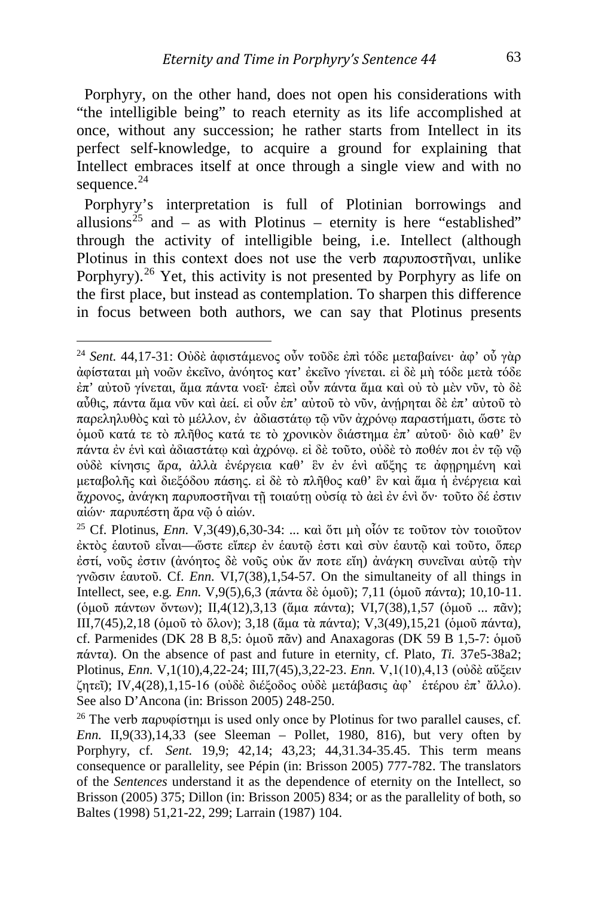Porphyry, on the other hand, does not open his considerations with "the intelligible being" to reach eternity as its life accomplished at once, without any succession; he rather starts from Intellect in its perfect self-knowledge, to acquire a ground for explaining that Intellect embraces itself at once through a single view and with no sequence.[24]

Porphyry's interpretation is full of Plotinian borrowings and allusions[25] and – as with Plotinus – eternity is here "established" through the activity of intelligible being, i.e. Intellect (although Plotinus in this context does not use the verb παρυποστῆναι, unlike Porphyry).[26] Yet, this activity is not presented by Porphyry as life on the first place, but instead as contemplation. To sharpen this difference in focus between both authors, we can say that Plotinus presents

---

[24] *Sent.* 44,17-31: Οὐδὲ ἀφιστάμενος οὖν τοῦδε ἐπὶ τόδε μεταβαίνει· ἀφ' οὗ γὰρ ἀφίσταται μὴ νοῶν ἐκεῖνο, ἀνόητος κατ' ἐκεῖνο γίνεται. εἰ δὲ μὴ τόδε μετὰ τόδε ἐπ' αὐτοῦ γίνεται, ἅμα πάντα νοεῖ· ἐπεὶ οὖν πάντα ἅμα καὶ οὐ τὸ μὲν νῦν, τὸ δὲ αὖθις, πάντα ἅμα νῦν καὶ ἀεί. εἰ οὖν ἐπ' αὐτοῦ τὸ νῦν, ἀνῄρηται δὲ ἐπ' αὐτοῦ τὸ παρεληλυθὸς καὶ τὸ μέλλον, ἐν ἀδιαστάτῳ τῷ νῦν ἀχρόνῳ παραστήματι, ὥστε τὸ ὁμοῦ κατά τε τὸ πλῆθος κατά τε τὸ χρονικὸν διάστημα ἐπ' αὐτοῦ· διὸ καθ' ἓν πάντα ἐν ἑνὶ καὶ ἀδιαστάτῳ καὶ ἀχρόνῳ. εἰ δὲ τοῦτο, οὐδὲ τὸ ποθέν ποι ἐν τῷ νῷ οὐδὲ κίνησις ἄρα, ἀλλὰ ἐνέργεια καθ' ἓν ἐν ἑνὶ αὔξης τε ἀφῃρημένη καὶ μεταβολῆς καὶ διεξόδου πάσης. εἰ δὲ τὸ πλῆθος καθ' ἓν καὶ ἅμα ἡ ἐνέργεια καὶ ἄχρονος, ἀνάγκη παρυποστῆναι τῇ τοιαύτῃ οὐσίᾳ τὸ ἀεὶ ἐν ἑνὶ ὄν· τοῦτο δέ ἐστιν αἰών· παρυπέστη ἄρα νῷ ὁ αἰών.

[25] Cf. Plotinus, *Enn.* V,3(49),6,30-34: ... καὶ ὅτι μὴ οἷόν τε τοῦτον τὸν τοιοῦτον ἐκτὸς ἑαυτοῦ εἶναι—ὥστε εἴπερ ἐν ἑαυτῷ ἐστι καὶ σὺν ἑαυτῷ καὶ τοῦτο, ὅπερ ἐστί, νοῦς ἐστιν (ἀνόητος δὲ νοῦς οὐκ ἄν ποτε εἴη) ἀνάγκη συνεῖναι αὐτῷ τὴν γνῶσιν ἑαυτοῦ. Cf. *Enn.* VI,7(38),1,54-57. On the simultaneity of all things in Intellect, see, e.g. *Enn.* V,9(5),6,3 (πάντα δὲ ὁμοῦ); 7,11 (ὁμοῦ πάντα); 10,10-11. (ὁμοῦ πάντων ὄντων); II,4(12),3,13 (ἅμα πάντα); VI,7(38),1,57 (ὁμοῦ ... πᾶν); III,7(45),2,18 (ὁμοῦ τὸ ὅλον); 3,18 (ἅμα τὰ πάντα); V,3(49),15,21 (ὁμοῦ πάντα), cf. Parmenides (DK 28 B 8,5: ὁμοῦ πᾶν) and Anaxagoras (DK 59 B 1,5-7: ὁμοῦ πάντα). On the absence of past and future in eternity, cf. Plato, *Ti.* 37e5-38a2; Plotinus, *Enn.* V,1(10),4,22-24; III,7(45),3,22-23. *Enn.* V,1(10),4,13 (οὐδὲ αὔξειν ζητεῖ); IV,4(28),1,15-16 (οὐδὲ διέξοδος οὐδὲ μετάβασις ἀφ' ἑτέρου ἐπ' ἄλλο). See also D'Ancona (in: Brisson 2005) 248-250.

[26] The verb παρυφίστημι is used only once by Plotinus for two parallel causes, cf. *Enn.* II,9(33),14,33 (see Sleeman – Pollet, 1980, 816), but very often by Porphyry, cf. *Sent.* 19,9; 42,14; 43,23; 44,31.34-35.45. This term means consequence or parallelity, see Pépin (in: Brisson 2005) 777-782. The translators of the *Sentences* understand it as the dependence of eternity on the Intellect, so Brisson (2005) 375; Dillon (in: Brisson 2005) 834; or as the parallelity of both, so Baltes (1998) 51,21-22, 299; Larrain (1987) 104.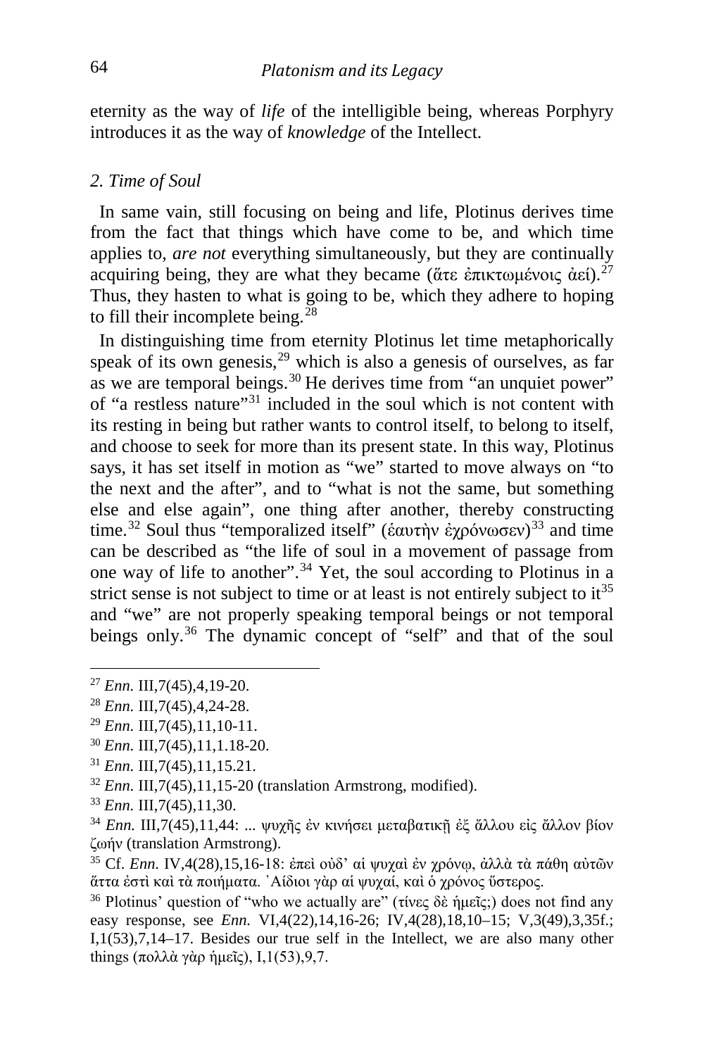eternity as the way of *life* of the intelligible being, whereas Porphyry introduces it as the way of *knowledge* of the Intellect.

## *2. Time of Soul*

In same vain, still focusing on being and life, Plotinus derives time from the fact that things which have come to be, and which time applies to, *are not* everything simultaneously, but they are continually acquiring being, they are what they became (ἅτε ἐπικτωμένοις ἀεί).[27] Thus, they hasten to what is going to be, which they adhere to hoping to fill their incomplete being.[28]

In distinguishing time from eternity Plotinus let time metaphorically speak of its own genesis,[29] which is also a genesis of ourselves, as far as we are temporal beings.[30] He derives time from "an unquiet power" of "a restless nature"[31] included in the soul which is not content with its resting in being but rather wants to control itself, to belong to itself, and choose to seek for more than its present state. In this way, Plotinus says, it has set itself in motion as "we" started to move always on "to the next and the after", and to "what is not the same, but something else and else again", one thing after another, thereby constructing time.[32] Soul thus "temporalized itself" (ἑαυτὴν ἐχρόνωσεν)[33] and time can be described as "the life of soul in a movement of passage from one way of life to another".[34] Yet, the soul according to Plotinus in a strict sense is not subject to time or at least is not entirely subject to it[35] and "we" are not properly speaking temporal beings or not temporal beings only.[36] The dynamic concept of "self" and that of the soul

---

[27] *Enn.* III,7(45),4,19-20.

[28] *Enn.* III,7(45),4,24-28.

[29] *Enn.* III,7(45),11,10-11.

[30] *Enn.* III,7(45),11,1.18-20.

[31] *Enn.* III,7(45),11,15.21.

[32] *Enn.* III,7(45),11,15-20 (translation Armstrong, modified).

[33] *Enn.* III,7(45),11,30.

[34] *Enn.* III,7(45),11,44: ... ψυχῆς ἐν κινήσει μεταβατικῇ ἐξ ἄλλου εἰς ἄλλον βίον ζωήν (translation Armstrong).

[35] Cf. *Enn.* IV,4(28),15,16-18: ἐπεὶ οὐδ' αἱ ψυχαὶ ἐν χρόνῳ, ἀλλὰ τὰ πάθη αὐτῶν ἅττα ἐστὶ καὶ τὰ ποιήματα. ᾿Αίδιοι γὰρ αἱ ψυχαί, καὶ ὁ χρόνος ὕστερος.

[36] Plotinus' question of "who we actually are" (τίνες δὲ ἡμεῖς;) does not find any easy response, see *Enn.* VI,4(22),14,16-26; IV,4(28),18,10–15; V,3(49),3,35f.; I,1(53),7,14–17. Besides our true self in the Intellect, we are also many other things (πολλὰ γὰρ ἡμεῖς), I,1(53),9,7.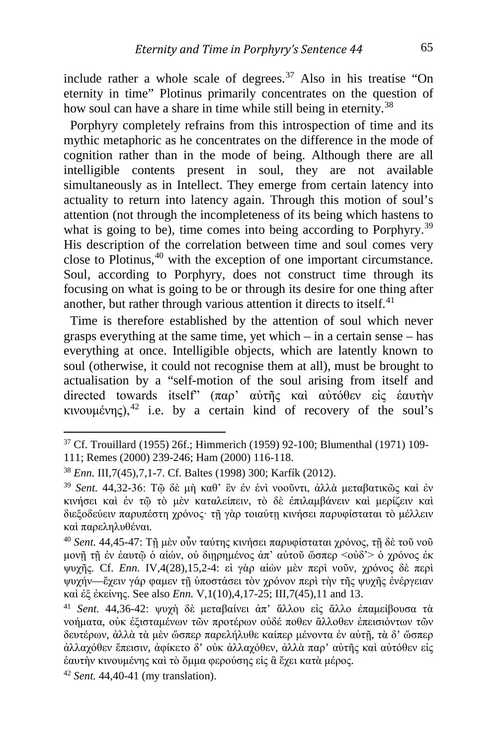include rather a whole scale of degrees.[37] Also in his treatise "On eternity in time" Plotinus primarily concentrates on the question of how soul can have a share in time while still being in eternity.[38]

Porphyry completely refrains from this introspection of time and its mythic metaphoric as he concentrates on the difference in the mode of cognition rather than in the mode of being. Although there are all intelligible contents present in soul, they are not available simultaneously as in Intellect. They emerge from certain latency into actuality to return into latency again. Through this motion of soul's attention (not through the incompleteness of its being which hastens to what is going to be), time comes into being according to Porphyry.[39] His description of the correlation between time and soul comes very close to Plotinus,[40] with the exception of one important circumstance. Soul, according to Porphyry, does not construct time through its focusing on what is going to be or through its desire for one thing after another, but rather through various attention it directs to itself.[41]

Time is therefore established by the attention of soul which never grasps everything at the same time, yet which – in a certain sense – has everything at once. Intelligible objects, which are latently known to soul (otherwise, it could not recognise them at all), must be brought to actualisation by a "self-motion of the soul arising from itself and directed towards itself" (παρ' αὐτῆς καὶ αὐτόθεν εἰς ἑαυτὴν κινουμένης),[42] i.e. by a certain kind of recovery of the soul's

---

[37] Cf. Trouillard (1955) 26f.; Himmerich (1959) 92-100; Blumenthal (1971) 109-111; Remes (2000) 239-246; Ham (2000) 116-118.

[38] *Enn.* III,7(45),7,1-7. Cf. Baltes (1998) 300; Karfík (2012).

[39] *Sent.* 44,32-36: Τῷ δὲ μὴ καθ' ἓν ἐν ἑνὶ νοοῦντι, ἀλλὰ μεταβατικῶς καὶ ἐν κινήσει καὶ ἐν τῷ τὸ μὲν καταλείπειν, τὸ δὲ ἐπιλαμβάνειν καὶ μερίζειν καὶ διεξοδεύειν παρυπέστη χρόνος· τῇ γὰρ τοιαύτῃ κινήσει παρυφίσταται τὸ μέλλειν καὶ παρεληλυθέναι.

[40] *Sent.* 44,45-47: Τῇ μὲν οὖν ταύτης κινήσει παρυφίσταται χρόνος, τῇ δὲ τοῦ νοῦ μονῇ τῇ ἐν ἑαυτῷ ὁ αἰών, οὐ διῃρημένος ἀπ' αὐτοῦ ὥσπερ <οὐδ'> ὁ χρόνος ἐκ ψυχῆς. Cf. *Enn.* IV,4(28),15,2-4: εἰ γὰρ αἰὼν μὲν περὶ νοῦν, χρόνος δὲ περὶ ψυχήν—ἔχειν γάρ φαμεν τῇ ὑποστάσει τὸν χρόνον περὶ τὴν τῆς ψυχῆς ἐνέργειαν καὶ ἐξ ἐκείνης. See also *Enn.* V,1(10),4,17-25; III,7(45),11 and 13.

[41] *Sent.* 44,36-42: ψυχὴ δὲ μεταβαίνει ἀπ' ἄλλου εἰς ἄλλο ἐπαμείβουσα τὰ νοήματα, οὐκ ἐξισταμένων τῶν προτέρων οὐδέ ποθεν ἄλλοθεν ἐπεισιόντων τῶν δευτέρων, ἀλλὰ τὰ μὲν ὥσπερ παρελήλυθε καίπερ μένοντα ἐν αὐτῇ, τὰ δ' ὥσπερ ἀλλαχόθεν ἔπεισιν, ἀφίκετο δ' οὐκ ἀλλαχόθεν, ἀλλὰ παρ' αὐτῆς καὶ αὐτόθεν εἰς ἑαυτὴν κινουμένης καὶ τὸ ὄμμα φερούσης εἰς ἃ ἔχει κατὰ μέρος.

[42] *Sent.* 44,40-41 (my translation).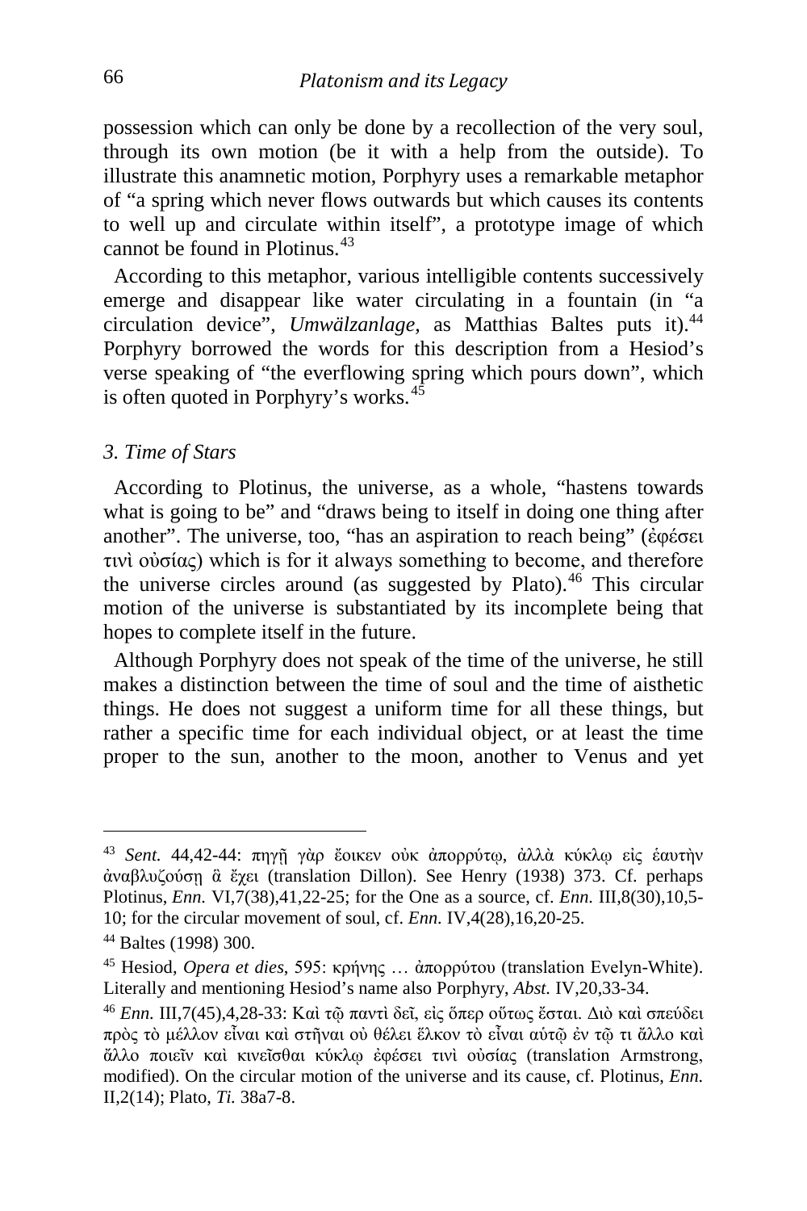possession which can only be done by a recollection of the very soul, through its own motion (be it with a help from the outside). To illustrate this anamnetic motion, Porphyry uses a remarkable metaphor of "a spring which never flows outwards but which causes its contents to well up and circulate within itself", a prototype image of which cannot be found in Plotinus.[43]

According to this metaphor, various intelligible contents successively emerge and disappear like water circulating in a fountain (in "a circulation device", *Umwälzanlage,* as Matthias Baltes puts it).[44] Porphyry borrowed the words for this description from a Hesiod's verse speaking of "the everflowing spring which pours down", which is often quoted in Porphyry's works.[45]

### *3. Time of Stars*

According to Plotinus, the universe, as a whole, "hastens towards what is going to be" and "draws being to itself in doing one thing after another". The universe, too, "has an aspiration to reach being" (ἐφέσει τινὶ οὐσίας) which is for it always something to become, and therefore the universe circles around (as suggested by Plato).[46] This circular motion of the universe is substantiated by its incomplete being that hopes to complete itself in the future.

Although Porphyry does not speak of the time of the universe, he still makes a distinction between the time of soul and the time of aisthetic things. He does not suggest a uniform time for all these things, but rather a specific time for each individual object, or at least the time proper to the sun, another to the moon, another to Venus and yet

---

[43] *Sent.* 44,42-44: πηγῇ γὰρ ἔοικεν οὐκ ἀπορρύτῳ, ἀλλὰ κύκλῳ εἰς ἑαυτὴν ἀναβλυζούσῃ ἃ ἔχει (translation Dillon). See Henry (1938) 373. Cf. perhaps Plotinus, *Enn.* VI,7(38),41,22-25; for the One as a source, cf. *Enn.* III,8(30),10,5-10; for the circular movement of soul, cf. *Enn.* IV,4(28),16,20-25.

[44] Baltes (1998) 300.

[45] Hesiod, *Opera et dies*, 595: κρήνης … ἀπορρύτου (translation Evelyn-White). Literally and mentioning Hesiod's name also Porphyry, *Abst.* IV,20,33-34.

[46] *Enn.* III,7(45),4,28-33: Καὶ τῷ παντὶ δεῖ, εἰς ὅπερ οὕτως ἔσται. Διὸ καὶ σπεύδει πρὸς τὸ μέλλον εἶναι καὶ στῆναι οὐ θέλει ἕλκον τὸ εἶναι αὑτῷ ἐν τῷ τι ἄλλο καὶ ἄλλο ποιεῖν καὶ κινεῖσθαι κύκλῳ ἐφέσει τινὶ οὐσίας (translation Armstrong, modified). On the circular motion of the universe and its cause, cf. Plotinus, *Enn.* II,2(14); Plato, *Ti.* 38a7-8.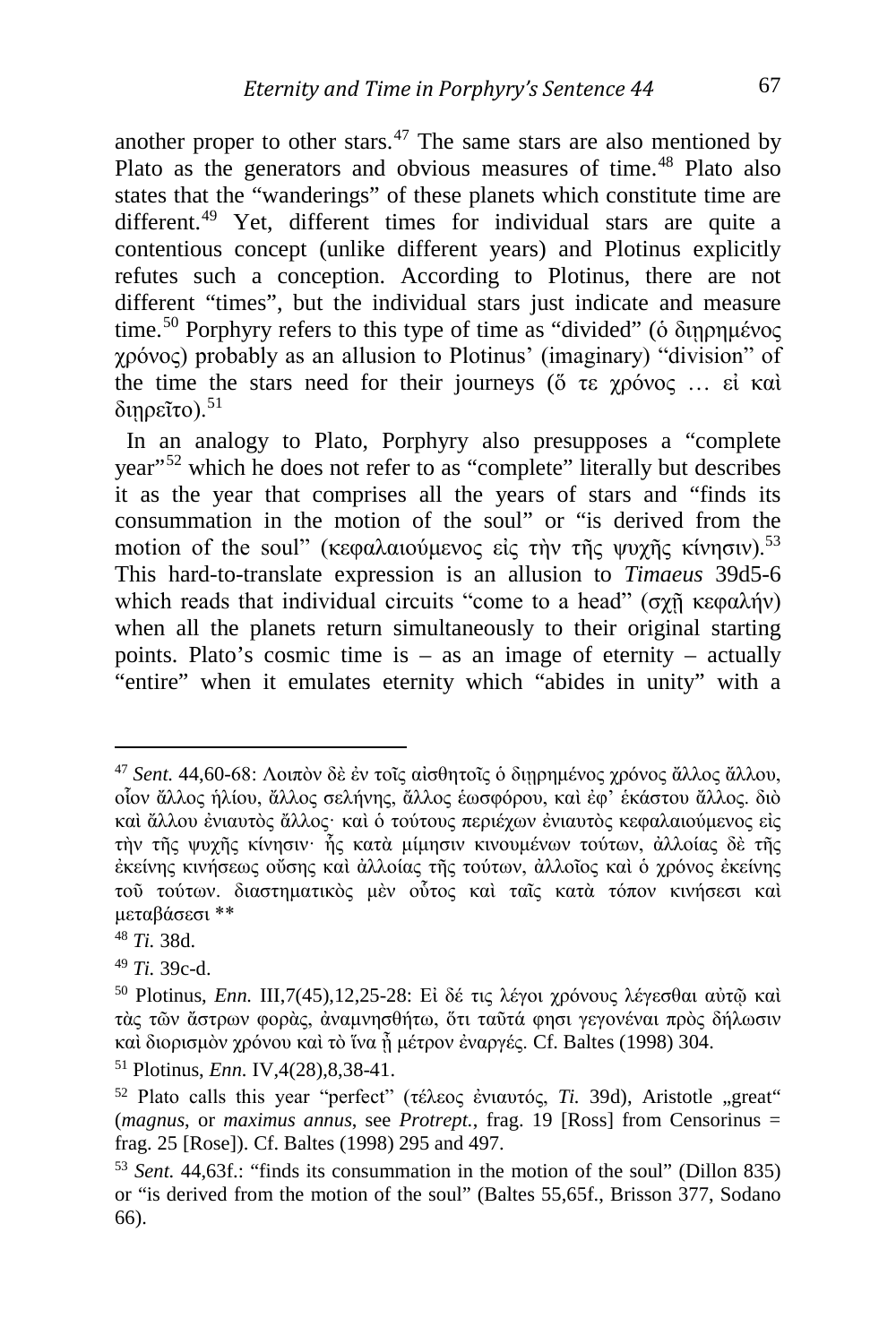another proper to other stars.[47] The same stars are also mentioned by Plato as the generators and obvious measures of time.[48] Plato also states that the "wanderings" of these planets which constitute time are different.[49] Yet, different times for individual stars are quite a contentious concept (unlike different years) and Plotinus explicitly refutes such a conception. According to Plotinus, there are not different "times", but the individual stars just indicate and measure time.[50] Porphyry refers to this type of time as "divided" (ὁ διῃρημένος χρόνος) probably as an allusion to Plotinus' (imaginary) "division" of the time the stars need for their journeys (ὅ τε χρόνος … εἰ καὶ διῃρεῖτο).[51]

In an analogy to Plato, Porphyry also presupposes a "complete year"[52] which he does not refer to as "complete" literally but describes it as the year that comprises all the years of stars and "finds its consummation in the motion of the soul" or "is derived from the motion of the soul" (κεφαλαιούμενος εἰς τὴν τῆς ψυχῆς κίνησιν).[53] This hard-to-translate expression is an allusion to *Timaeus* 39d5-6 which reads that individual circuits "come to a head" (σχῇ κεφαλήν) when all the planets return simultaneously to their original starting points. Plato's cosmic time is – as an image of eternity – actually "entire" when it emulates eternity which "abides in unity" with a

---

[47] *Sent.* 44,60-68: Λοιπὸν δὲ ἐν τοῖς αἰσθητοῖς ὁ διῃρημένος χρόνος ἄλλος ἄλλου, οἷον ἄλλος ἡλίου, ἄλλος σελήνης, ἄλλος ἑωσφόρου, καὶ ἐφ' ἑκάστου ἄλλος. διὸ καὶ ἄλλου ἐνιαυτὸς ἄλλος· καὶ ὁ τούτους περιέχων ἐνιαυτὸς κεφαλαιούμενος εἰς τὴν τῆς ψυχῆς κίνησιν· ἧς κατὰ μίμησιν κινουμένων τούτων, ἀλλοίας δὲ τῆς ἐκείνης κινήσεως οὔσης καὶ ἀλλοίας τῆς τούτων, ἀλλοῖος καὶ ὁ χρόνος ἐκείνης τοῦ τούτων. διαστηματικὸς μὲν οὗτος καὶ ταῖς κατὰ τόπον κινήσεσι καὶ μεταβάσεσι **

[48] *Ti.* 38d.

[49] *Ti.* 39c-d.

[50] Plotinus, *Enn.* III,7(45),12,25-28: Εἰ δέ τις λέγοι χρόνους λέγεσθαι αὐτῷ καὶ τὰς τῶν ἄστρων φορὰς, ἀναμνησθήτω, ὅτι ταῦτά φησι γεγονέναι πρὸς δήλωσιν καὶ διορισμὸν χρόνου καὶ τὸ ἵνα ᾖ μέτρον ἐναργές. Cf. Baltes (1998) 304.

[51] Plotinus, *Enn.* IV,4(28),8,38-41.

[52] Plato calls this year "perfect" (τέλεος ἐνιαυτός, *Ti.* 39d), Aristotle „great" (*magnus*, or *maximus annus*, see *Protrept.*, frag. 19 [Ross] from Censorinus = frag. 25 [Rose]). Cf. Baltes (1998) 295 and 497.

[53] *Sent.* 44,63f.: "finds its consummation in the motion of the soul" (Dillon 835) or "is derived from the motion of the soul" (Baltes 55,65f., Brisson 377, Sodano 66).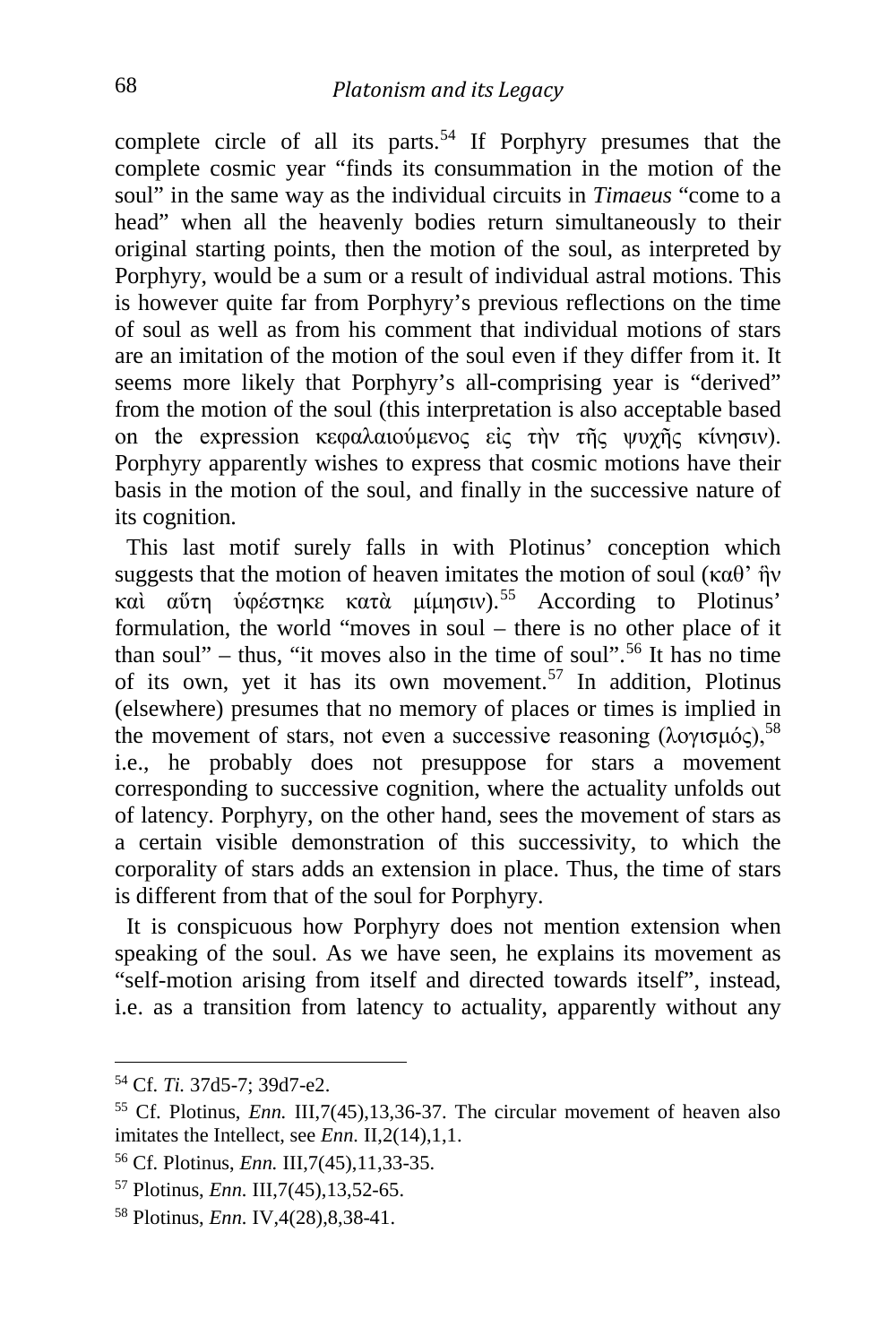complete circle of all its parts.[54] If Porphyry presumes that the complete cosmic year "finds its consummation in the motion of the soul" in the same way as the individual circuits in *Timaeus* "come to a head" when all the heavenly bodies return simultaneously to their original starting points, then the motion of the soul, as interpreted by Porphyry, would be a sum or a result of individual astral motions. This is however quite far from Porphyry's previous reflections on the time of soul as well as from his comment that individual motions of stars are an imitation of the motion of the soul even if they differ from it. It seems more likely that Porphyry's all-comprising year is "derived" from the motion of the soul (this interpretation is also acceptable based on the expression κεφαλαιούμενος εἰς τὴν τῆς ψυχῆς κίνησιν). Porphyry apparently wishes to express that cosmic motions have their basis in the motion of the soul, and finally in the successive nature of its cognition.

This last motif surely falls in with Plotinus' conception which suggests that the motion of heaven imitates the motion of soul (καθ' ἣν καὶ αὕτη ὑφέστηκε κατὰ μίμησιν).[55] According to Plotinus' formulation, the world "moves in soul – there is no other place of it than soul" – thus, "it moves also in the time of soul".[56] It has no time of its own, yet it has its own movement.[57] In addition, Plotinus (elsewhere) presumes that no memory of places or times is implied in the movement of stars, not even a successive reasoning (λογισμός),[58] i.e., he probably does not presuppose for stars a movement corresponding to successive cognition, where the actuality unfolds out of latency. Porphyry, on the other hand, sees the movement of stars as a certain visible demonstration of this successivity, to which the corporality of stars adds an extension in place. Thus, the time of stars is different from that of the soul for Porphyry.

It is conspicuous how Porphyry does not mention extension when speaking of the soul. As we have seen, he explains its movement as "self-motion arising from itself and directed towards itself", instead, i.e. as a transition from latency to actuality, apparently without any

---

[54] Cf. *Ti.* 37d5-7; 39d7-e2.

[55] Cf. Plotinus, *Enn.* III,7(45),13,36-37. The circular movement of heaven also imitates the Intellect, see *Enn.* II,2(14),1,1.

[56] Cf. Plotinus, *Enn.* III,7(45),11,33-35.

[57] Plotinus, *Enn.* III,7(45),13,52-65.

[58] Plotinus, *Enn.* IV,4(28),8,38-41.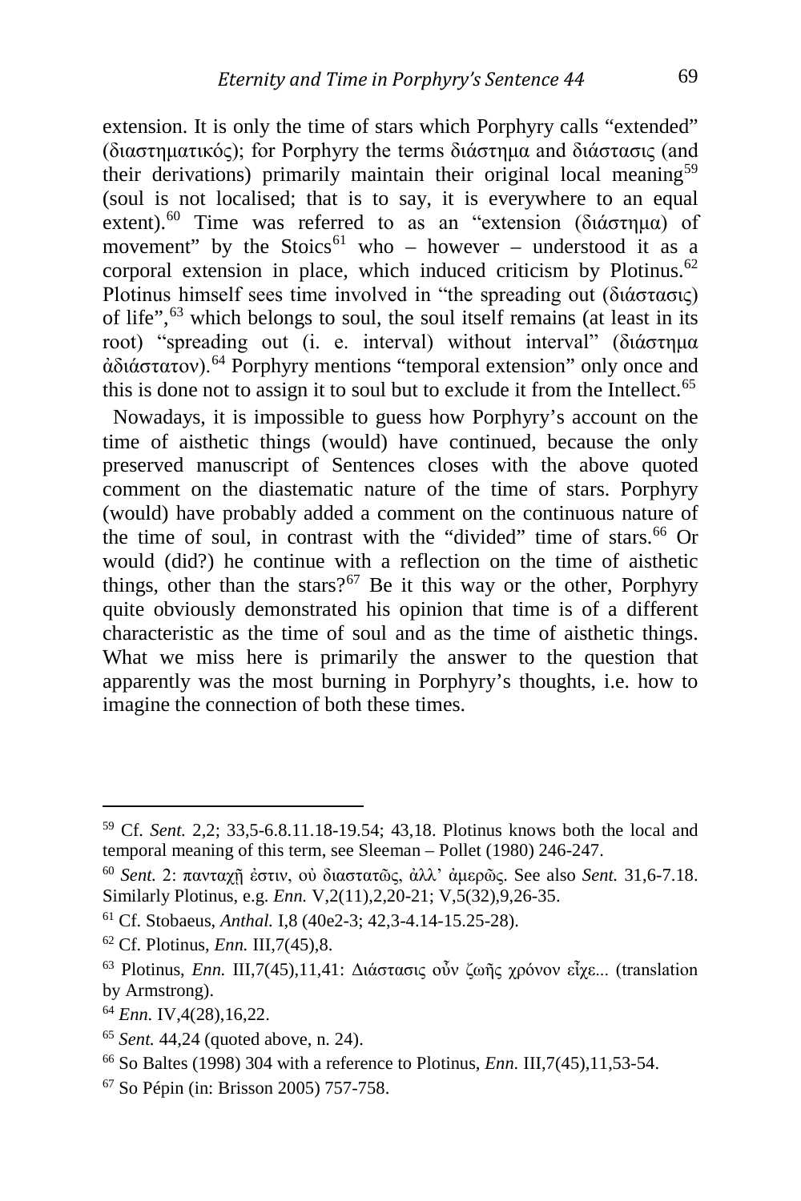extension. It is only the time of stars which Porphyry calls "extended" (διαστηματικός); for Porphyry the terms διάστημα and διάστασις (and their derivations) primarily maintain their original local meaning[59] (soul is not localised; that is to say, it is everywhere to an equal extent).[60] Time was referred to as an "extension (διάστημα) of movement" by the Stoics[61] who – however – understood it as a corporal extension in place, which induced criticism by Plotinus.[62] Plotinus himself sees time involved in "the spreading out (διάστασις) of life",[63] which belongs to soul, the soul itself remains (at least in its root) "spreading out (i. e. interval) without interval" (διάστημα ἀδιάστατον).[64] Porphyry mentions "temporal extension" only once and this is done not to assign it to soul but to exclude it from the Intellect.[65]

Nowadays, it is impossible to guess how Porphyry's account on the time of aisthetic things (would) have continued, because the only preserved manuscript of Sentences closes with the above quoted comment on the diastematic nature of the time of stars. Porphyry (would) have probably added a comment on the continuous nature of the time of soul, in contrast with the "divided" time of stars.[66] Or would (did?) he continue with a reflection on the time of aisthetic things, other than the stars?[67] Be it this way or the other, Porphyry quite obviously demonstrated his opinion that time is of a different characteristic as the time of soul and as the time of aisthetic things. What we miss here is primarily the answer to the question that apparently was the most burning in Porphyry's thoughts, i.e. how to imagine the connection of both these times.

---

[59] Cf. *Sent.* 2,2; 33,5-6.8.11.18-19.54; 43,18. Plotinus knows both the local and temporal meaning of this term, see Sleeman – Pollet (1980) 246-247.

[60] *Sent.* 2: πανταχῇ ἐστιν, οὐ διαστατῶς, ἀλλ' ἀμερῶς. See also *Sent.* 31,6-7.18. Similarly Plotinus, e.g. *Enn.* V,2(11),2,20-21; V,5(32),9,26-35.

[61] Cf. Stobaeus, *Anthal.* I,8 (40e2-3; 42,3-4.14-15.25-28).

[62] Cf. Plotinus, *Enn.* III,7(45),8.

[63] Plotinus, *Enn.* III,7(45),11,41: Διάστασις οὖν ζωῆς χρόνον εἶχε... (translation by Armstrong).

[64] *Enn.* IV,4(28),16,22.

[65] *Sent.* 44,24 (quoted above, n. 24).

[66] So Baltes (1998) 304 with a reference to Plotinus, *Enn.* III,7(45),11,53-54.

[67] So Pépin (in: Brisson 2005) 757-758.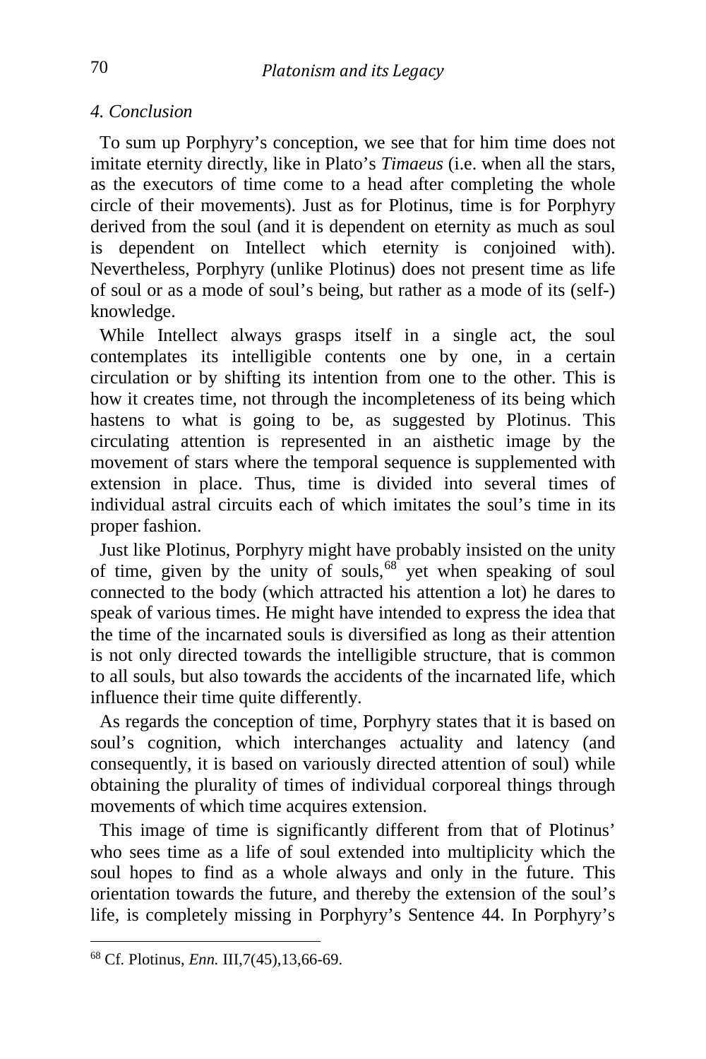### *4. Conclusion*

To sum up Porphyry's conception, we see that for him time does not imitate eternity directly, like in Plato's *Timaeus* (i.e. when all the stars, as the executors of time come to a head after completing the whole circle of their movements). Just as for Plotinus, time is for Porphyry derived from the soul (and it is dependent on eternity as much as soul is dependent on Intellect which eternity is conjoined with). Nevertheless, Porphyry (unlike Plotinus) does not present time as life of soul or as a mode of soul's being, but rather as a mode of its (self-) knowledge.

While Intellect always grasps itself in a single act, the soul contemplates its intelligible contents one by one, in a certain circulation or by shifting its intention from one to the other. This is how it creates time, not through the incompleteness of its being which hastens to what is going to be, as suggested by Plotinus. This circulating attention is represented in an aisthetic image by the movement of stars where the temporal sequence is supplemented with extension in place. Thus, time is divided into several times of individual astral circuits each of which imitates the soul's time in its proper fashion.

Just like Plotinus, Porphyry might have probably insisted on the unity of time, given by the unity of souls,[68] yet when speaking of soul connected to the body (which attracted his attention a lot) he dares to speak of various times. He might have intended to express the idea that the time of the incarnated souls is diversified as long as their attention is not only directed towards the intelligible structure, that is common to all souls, but also towards the accidents of the incarnated life, which influence their time quite differently.

As regards the conception of time, Porphyry states that it is based on soul's cognition, which interchanges actuality and latency (and consequently, it is based on variously directed attention of soul) while obtaining the plurality of times of individual corporeal things through movements of which time acquires extension.

This image of time is significantly different from that of Plotinus' who sees time as a life of soul extended into multiplicity which the soul hopes to find as a whole always and only in the future. This orientation towards the future, and thereby the extension of the soul's life, is completely missing in Porphyry's Sentence 44. In Porphyry's

[68] Cf. Plotinus, *Enn.* III,7(45),13,66-69.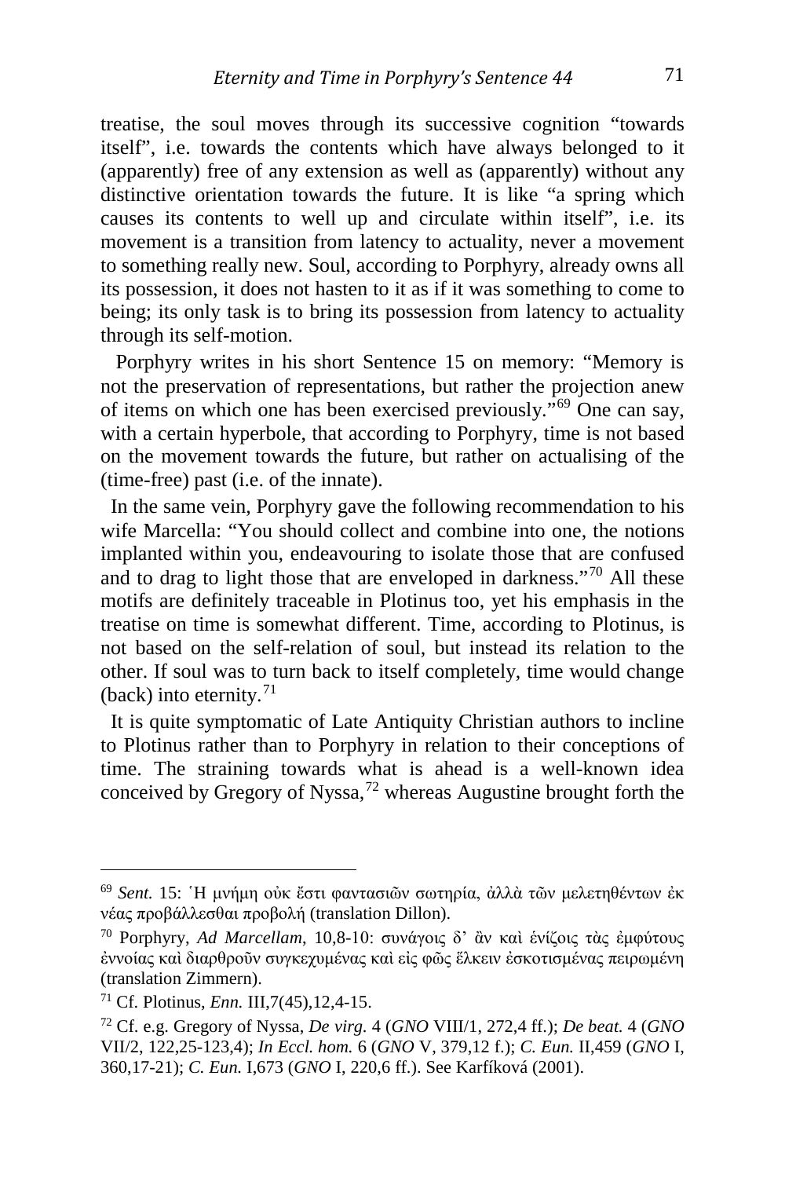treatise, the soul moves through its successive cognition "towards itself", i.e. towards the contents which have always belonged to it (apparently) free of any extension as well as (apparently) without any distinctive orientation towards the future. It is like "a spring which causes its contents to well up and circulate within itself", i.e. its movement is a transition from latency to actuality, never a movement to something really new. Soul, according to Porphyry, already owns all its possession, it does not hasten to it as if it was something to come to being; its only task is to bring its possession from latency to actuality through its self-motion.

Porphyry writes in his short Sentence 15 on memory: "Memory is not the preservation of representations, but rather the projection anew of items on which one has been exercised previously."[69] One can say, with a certain hyperbole, that according to Porphyry, time is not based on the movement towards the future, but rather on actualising of the (time-free) past (i.e. of the innate).

In the same vein, Porphyry gave the following recommendation to his wife Marcella: "You should collect and combine into one, the notions implanted within you, endeavouring to isolate those that are confused and to drag to light those that are enveloped in darkness."[70] All these motifs are definitely traceable in Plotinus too, yet his emphasis in the treatise on time is somewhat different. Time, according to Plotinus, is not based on the self-relation of soul, but instead its relation to the other. If soul was to turn back to itself completely, time would change (back) into eternity.[71]

It is quite symptomatic of Late Antiquity Christian authors to incline to Plotinus rather than to Porphyry in relation to their conceptions of time. The straining towards what is ahead is a well-known idea conceived by Gregory of Nyssa,[72] whereas Augustine brought forth the

---

[69] *Sent.* 15: Ἡ μνήμη οὐκ ἔστι φαντασιῶν σωτηρία, ἀλλὰ τῶν μελετηθέντων ἐκ νέας προβάλλεσθαι προβολή (translation Dillon).

[70] Porphyry, *Ad Marcellam*, 10,8-10: συνάγοις δ' ἂν καὶ ἑνίζοις τὰς ἐμφύτους ἐννοίας καὶ διαρθροῦν συγκεχυμένας καὶ εἰς φῶς ἕλκειν ἐσκοτισμένας πειρωμένη (translation Zimmern).

[71] Cf. Plotinus, *Enn.* III,7(45),12,4-15.

[72] Cf. e.g. Gregory of Nyssa, *De virg.* 4 (*GNO* VIII/1, 272,4 ff.); *De beat.* 4 (*GNO* VII/2, 122,25-123,4); *In Eccl. hom.* 6 (*GNO* V, 379,12 f.); *C. Eun.* II,459 (*GNO* I, 360,17-21); *C. Eun.* I,673 (*GNO* I, 220,6 ff.). See Karfíková (2001).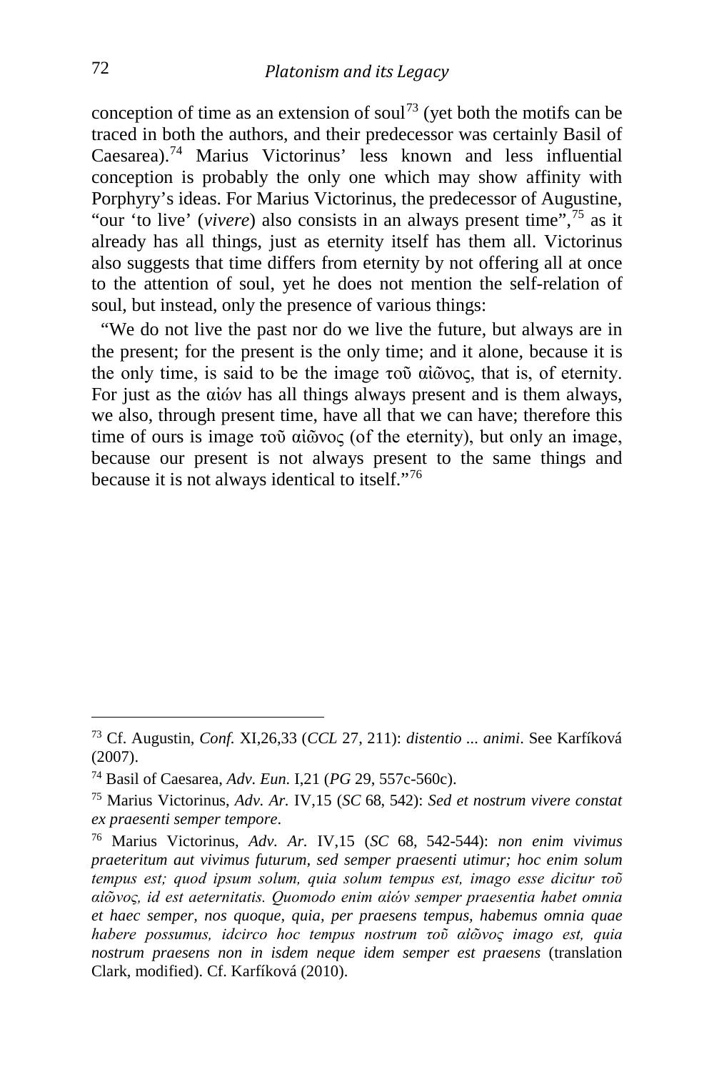conception of time as an extension of soul[73] (yet both the motifs can be traced in both the authors, and their predecessor was certainly Basil of Caesarea).[74] Marius Victorinus' less known and less influential conception is probably the only one which may show affinity with Porphyry's ideas. For Marius Victorinus, the predecessor of Augustine, "our 'to live' (*vivere*) also consists in an always present time",[75] as it already has all things, just as eternity itself has them all. Victorinus also suggests that time differs from eternity by not offering all at once to the attention of soul, yet he does not mention the self-relation of soul, but instead, only the presence of various things:

"We do not live the past nor do we live the future, but always are in the present; for the present is the only time; and it alone, because it is the only time, is said to be the image τοῦ αἰῶνος, that is, of eternity. For just as the αἰών has all things always present and is them always, we also, through present time, have all that we can have; therefore this time of ours is image τοῦ αἰῶνος (of the eternity), but only an image, because our present is not always present to the same things and because it is not always identical to itself."[76]

---

[73] Cf. Augustin, *Conf.* XI,26,33 (*CCL* 27, 211): *distentio ... animi*. See Karfíková (2007).

[74] Basil of Caesarea, *Adv. Eun.* I,21 (*PG* 29, 557c-560c).

[75] Marius Victorinus, *Adv. Ar.* IV,15 (*SC* 68, 542): *Sed et nostrum vivere constat ex praesenti semper tempore*.

[76] Marius Victorinus, *Adv. Ar.* IV,15 (*SC* 68, 542-544): *non enim vivimus praeteritum aut vivimus futurum, sed semper praesenti utimur; hoc enim solum tempus est; quod ipsum solum, quia solum tempus est, imago esse dicitur τοῦ αἰῶνος, id est aeternitatis. Quomodo enim αἰών semper praesentia habet omnia et haec semper, nos quoque, quia, per praesens tempus, habemus omnia quae habere possumus, idcirco hoc tempus nostrum τοῦ αἰῶνος imago est, quia nostrum praesens non in isdem neque idem semper est praesens* (translation Clark, modified). Cf. Karfíková (2010).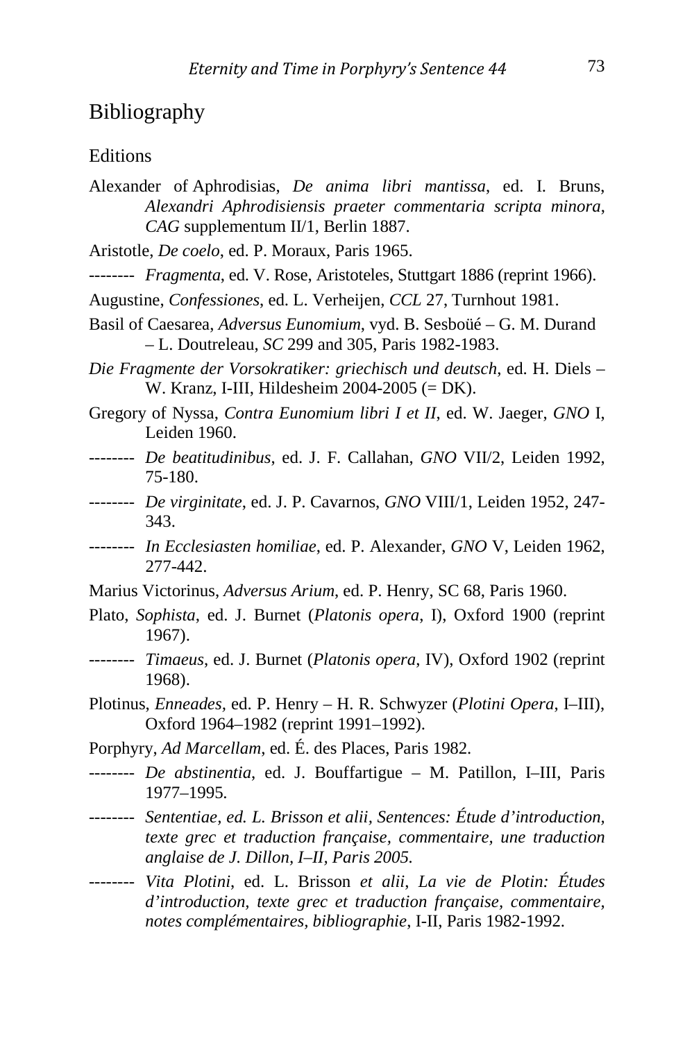# Bibliography

## Editions

Alexander of Aphrodisias, *De anima libri mantissa*, ed. I. Bruns, *Alexandri Aphrodisiensis praeter commentaria scripta minora*, *CAG* supplementum II/1, Berlin 1887.

Aristotle, *De coelo*, ed. P. Moraux, Paris 1965.

-------- *Fragmenta*, ed. V. Rose, Aristoteles, Stuttgart 1886 (reprint 1966).

Augustine, *Confessiones*, ed. L. Verheijen, *CCL* 27, Turnhout 1981.

Basil of Caesarea, *Adversus Eunomium*, vyd. B. Sesboüé – G. M. Durand – L. Doutreleau, *SC* 299 and 305, Paris 1982-1983.

*Die Fragmente der Vorsokratiker: griechisch und deutsch*, ed. H. Diels – W. Kranz, I-III, Hildesheim 2004-2005 (= DK).

Gregory of Nyssa, *Contra Eunomium libri I et II*, ed. W. Jaeger, *GNO* I, Leiden 1960.

-------- *De beatitudinibus*, ed. J. F. Callahan, *GNO* VII/2, Leiden 1992, 75-180.

-------- *De virginitate*, ed. J. P. Cavarnos, *GNO* VIII/1, Leiden 1952, 247-343.

-------- *In Ecclesiasten homiliae*, ed. P. Alexander, *GNO* V, Leiden 1962, 277-442.

Marius Victorinus, *Adversus Arium*, ed. P. Henry, SC 68, Paris 1960.

Plato, *Sophista*, ed. J. Burnet (*Platonis opera*, I), Oxford 1900 (reprint 1967).

-------- *Timaeus*, ed. J. Burnet (*Platonis opera*, IV), Oxford 1902 (reprint 1968).

Plotinus, *Enneades*, ed. P. Henry – H. R. Schwyzer (*Plotini Opera*, I–III), Oxford 1964–1982 (reprint 1991–1992).

Porphyry, *Ad Marcellam*, ed. É. des Places, Paris 1982.

-------- *De abstinentia*, ed. J. Bouffartigue – M. Patillon, I–III, Paris 1977–1995.

-------- *Sententiae, ed. L. Brisson et alii, Sentences: Étude d'introduction, texte grec et traduction française, commentaire, une traduction anglaise de J. Dillon, I–II, Paris 2005.*

-------- *Vita Plotini*, ed. L. Brisson *et alii*, *La vie de Plotin: Études d'introduction, texte grec et traduction française, commentaire, notes complémentaires, bibliographie*, I-II, Paris 1982-1992.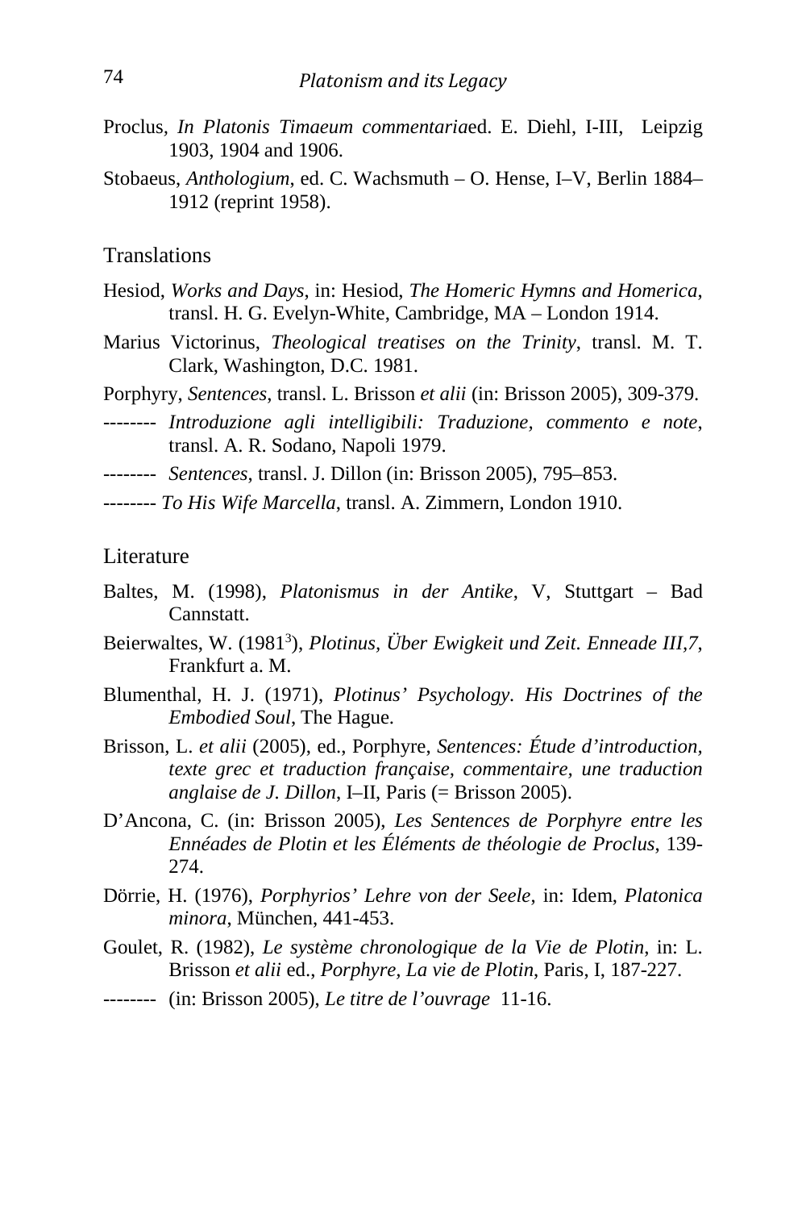Proclus, *In Platonis Timaeum commentaria*ed. E. Diehl, I-III, Leipzig 1903, 1904 and 1906.

Stobaeus, *Anthologium*, ed. C. Wachsmuth – O. Hense, I–V, Berlin 1884–1912 (reprint 1958).

## Translations

Hesiod, *Works and Days*, in: Hesiod, *The Homeric Hymns and Homerica*, transl. H. G. Evelyn-White, Cambridge, MA – London 1914.

Marius Victorinus, *Theological treatises on the Trinity*, transl. M. T. Clark, Washington, D.C. 1981.

Porphyry, *Sentences*, transl. L. Brisson *et alii* (in: Brisson 2005), 309-379.

-------- *Introduzione agli intelligibili: Traduzione, commento e note*, transl. A. R. Sodano, Napoli 1979.

-------- *Sentences*, transl. J. Dillon (in: Brisson 2005), 795–853.

-------- *To His Wife Marcella*, transl. A. Zimmern, London 1910.

## Literature

Baltes, M. (1998), *Platonismus in der Antike*, V, Stuttgart – Bad Cannstatt.

Beierwaltes, W. (1981[3]), *Plotinus, Über Ewigkeit und Zeit. Enneade III,7*, Frankfurt a. M.

Blumenthal, H. J. (1971), *Plotinus' Psychology. His Doctrines of the Embodied Soul*, The Hague.

Brisson, L. *et alii* (2005), ed., Porphyre, *Sentences: Étude d'introduction, texte grec et traduction française, commentaire, une traduction anglaise de J. Dillon*, I–II, Paris (= Brisson 2005).

D'Ancona, C. (in: Brisson 2005), *Les Sentences de Porphyre entre les Ennéades de Plotin et les Éléments de théologie de Proclus*, 139-274.

Dörrie, H. (1976), *Porphyrios' Lehre von der Seele*, in: Idem, *Platonica minora*, München, 441-453.

Goulet, R. (1982), *Le système chronologique de la Vie de Plotin*, in: L. Brisson *et alii* ed., *Porphyre, La vie de Plotin*, Paris, I, 187-227.

-------- (in: Brisson 2005), *Le titre de l'ouvrage* 11-16.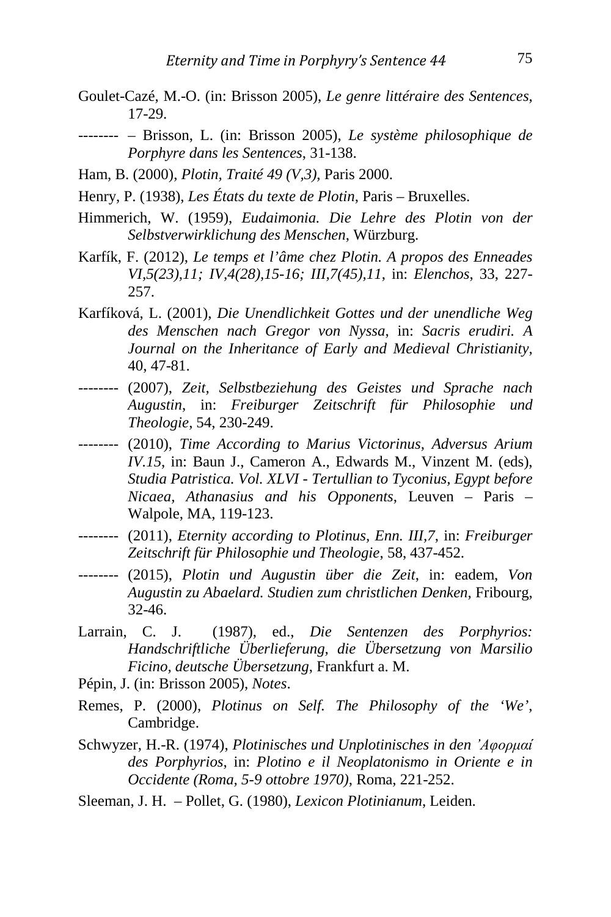Goulet-Cazé, M.-O. (in: Brisson 2005), *Le genre littéraire des Sentences*, 17-29.

-------- – Brisson, L. (in: Brisson 2005), *Le système philosophique de Porphyre dans les Sentences*, 31-138.

Ham, B. (2000), *Plotin, Traité 49 (V,3)*, Paris 2000.

Henry, P. (1938), *Les États du texte de Plotin*, Paris – Bruxelles.

Himmerich, W. (1959), *Eudaimonia. Die Lehre des Plotin von der Selbstverwirklichung des Menschen*, Würzburg.

Karfík, F. (2012), *Le temps et l'âme chez Plotin. A propos des Enneades VI,5(23),11; IV,4(28),15-16; III,7(45),11*, in: *Elenchos*, 33, 227-257.

Karfíková, L. (2001), *Die Unendlichkeit Gottes und der unendliche Weg des Menschen nach Gregor von Nyssa*, in: *Sacris erudiri. A Journal on the Inheritance of Early and Medieval Christianity*, 40, 47-81.

-------- (2007), *Zeit, Selbstbeziehung des Geistes und Sprache nach Augustin*, in: *Freiburger Zeitschrift für Philosophie und Theologie*, 54, 230-249.

-------- (2010), *Time According to Marius Victorinus, Adversus Arium IV.15*, in: Baun J., Cameron A., Edwards M., Vinzent M. (eds), *Studia Patristica. Vol. XLVI - Tertullian to Tyconius, Egypt before Nicaea, Athanasius and his Opponents*, Leuven – Paris – Walpole, MA, 119-123.

-------- (2011), *Eternity according to Plotinus, Enn. III,7*, in: *Freiburger Zeitschrift für Philosophie und Theologie*, 58, 437-452.

-------- (2015), *Plotin und Augustin über die Zeit*, in: eadem, *Von Augustin zu Abaelard. Studien zum christlichen Denken*, Fribourg, 32-46.

Larrain, C. J. (1987), ed., *Die Sentenzen des Porphyrios: Handschriftliche Überlieferung, die Übersetzung von Marsilio Ficino, deutsche Übersetzung*, Frankfurt a. M.

Pépin, J. (in: Brisson 2005), *Notes*.

Remes, P. (2000), *Plotinus on Self. The Philosophy of the 'We'*, Cambridge.

Schwyzer, H.-R. (1974), *Plotinisches und Unplotinisches in den Ἀφορμαί des Porphyrios*, in: *Plotino e il Neoplatonismo in Oriente e in Occidente (Roma, 5-9 ottobre 1970)*, Roma, 221-252.

Sleeman, J. H. – Pollet, G. (1980), *Lexicon Plotinianum*, Leiden.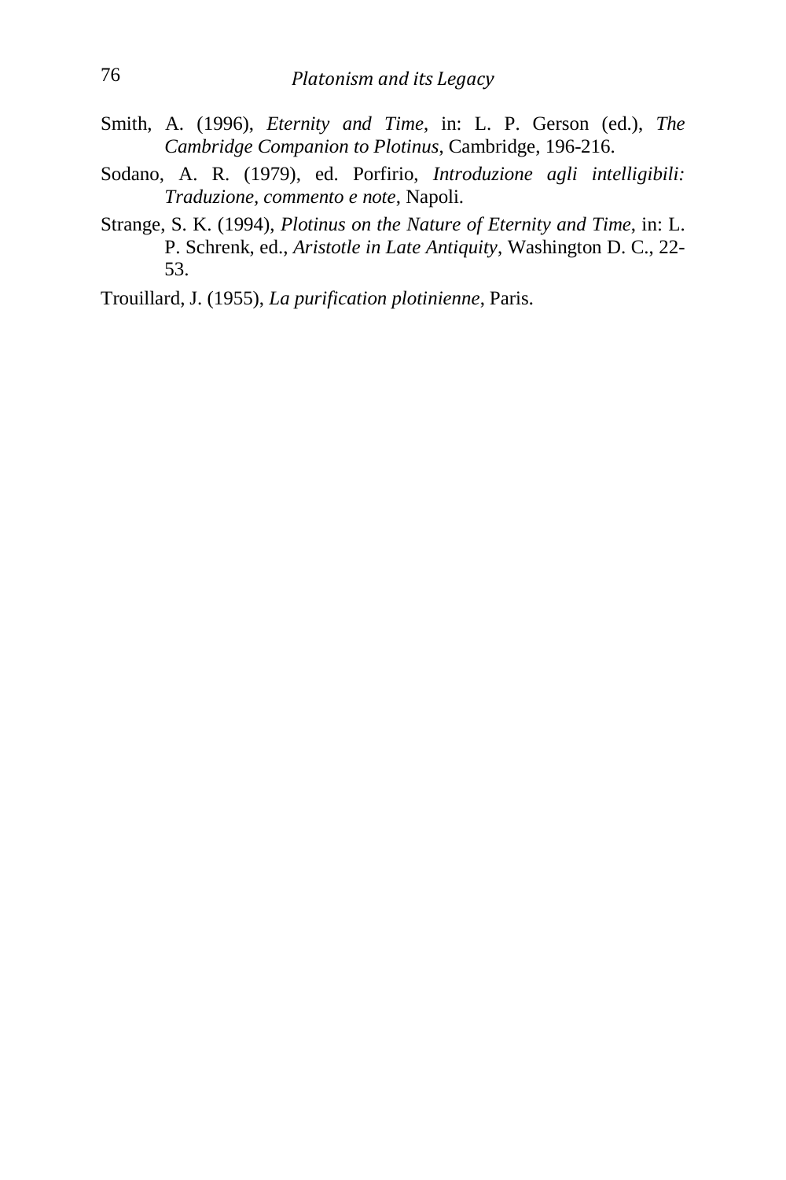Smith, A. (1996), *Eternity and Time*, in: L. P. Gerson (ed.), *The Cambridge Companion to Plotinus*, Cambridge, 196-216.

Sodano, A. R. (1979), ed. Porfirio, *Introduzione agli intelligibili: Traduzione, commento e note*, Napoli.

Strange, S. K. (1994), *Plotinus on the Nature of Eternity and Time*, in: L. P. Schrenk, ed., *Aristotle in Late Antiquity*, Washington D. C., 22-53.

Trouillard, J. (1955), *La purification plotinienne*, Paris.